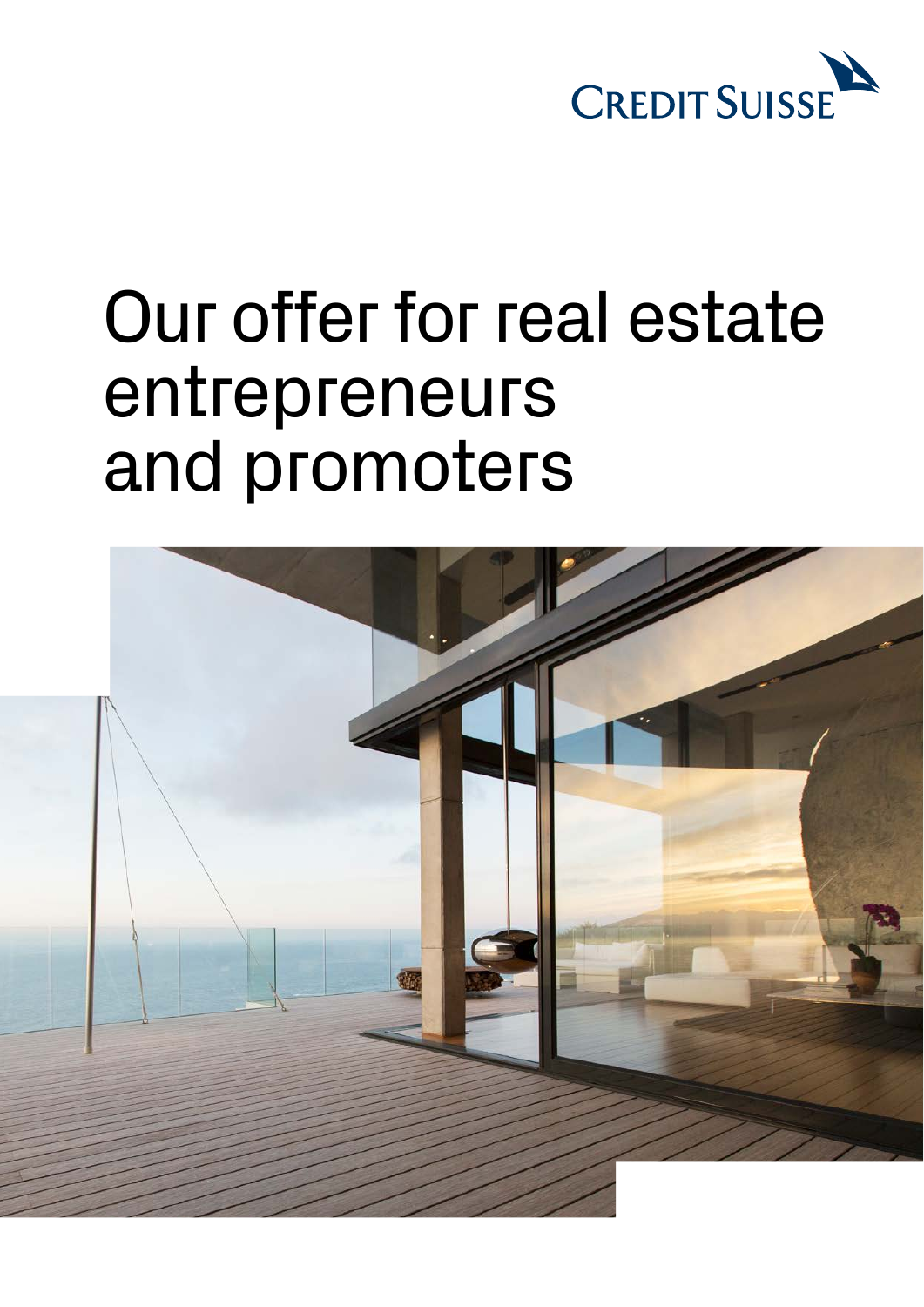CREDIT SUISSE

# Our offer for real estate entrepreneurs and promoters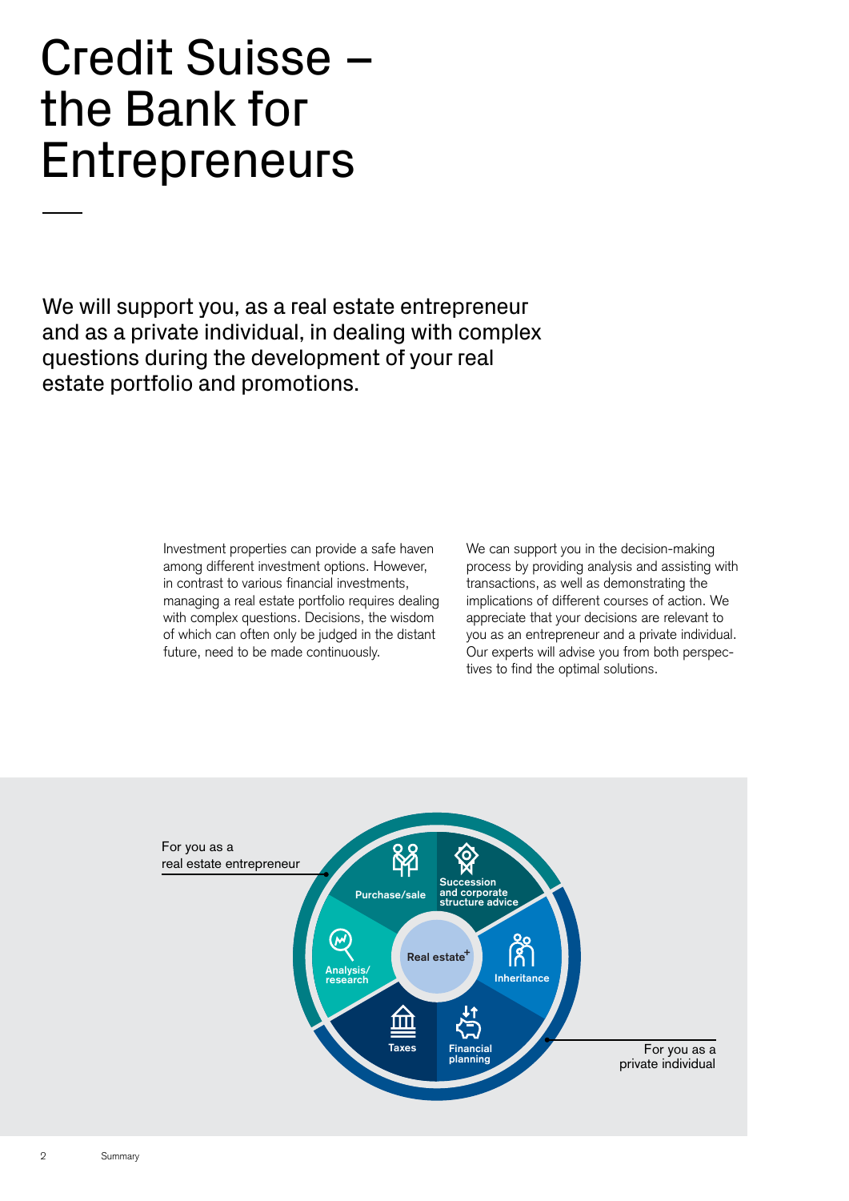# Credit Suisse – the Bank for Entrepreneurs

We will support you, as a real estate entrepreneur and as a private individual, in dealing with complex questions during the development of your real estate portfolio and promotions.

Investment properties can provide a safe haven among different investment options. However, in contrast to various financial investments, managing a real estate portfolio requires dealing with complex questions. Decisions, the wisdom of which can often only be judged in the distant future, need to be made continuously.

We can support you in the decision-making process by providing analysis and assisting with transactions, as well as demonstrating the implications of different courses of action. We appreciate that your decisions are relevant to you as an entrepreneur and a private individual. Our experts will advise you from both perspectives to find the optimal solutions.

For you as a real estate entrepreneur

Purchase/sale

Succession and corporate structure advice

Analysis/research

Real estate+

Inheritance

Taxes

Financial planning

For you as a private individual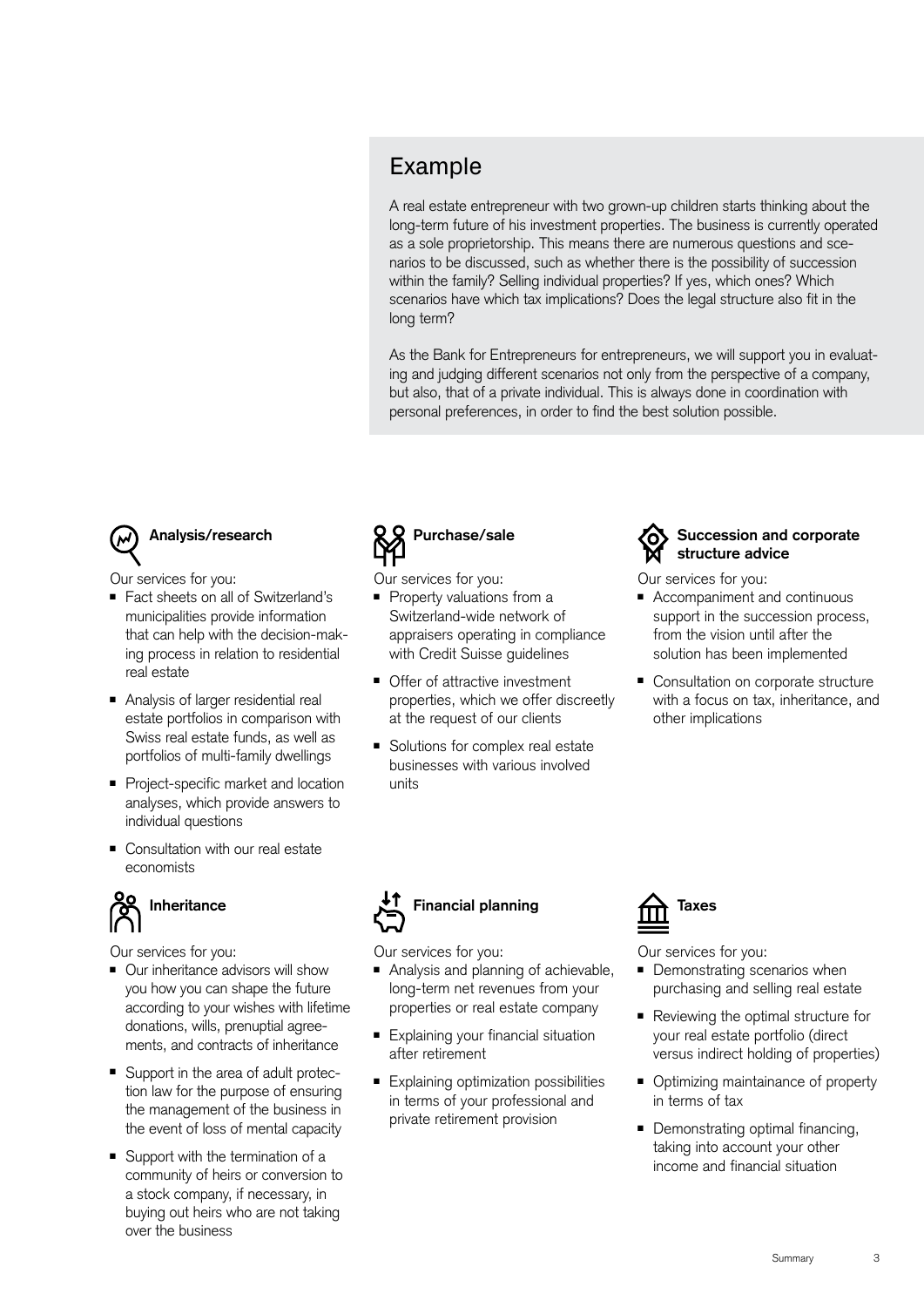## Example

A real estate entrepreneur with two grown-up children starts thinking about the long-term future of his investment properties. The business is currently operated as a sole proprietorship. This means there are numerous questions and scenarios to be discussed, such as whether there is the possibility of succession within the family? Selling individual properties? If yes, which ones? Which scenarios have which tax implications? Does the legal structure also fit in the long term?

As the Bank for Entrepreneurs for entrepreneurs, we will support you in evaluating and judging different scenarios not only from the perspective of a company, but also, that of a private individual. This is always done in coordination with personal preferences, in order to find the best solution possible.

### Analysis/research

Our services for you:

- Fact sheets on all of Switzerland's municipalities provide information that can help with the decision-making process in relation to residential real estate
- Analysis of larger residential real estate portfolios in comparison with Swiss real estate funds, as well as portfolios of multi-family dwellings
- Project-specific market and location analyses, which provide answers to individual questions
- Consultation with our real estate economists

### Purchase/sale

Our services for you:

- Property valuations from a Switzerland-wide network of appraisers operating in compliance with Credit Suisse guidelines
- Offer of attractive investment properties, which we offer discreetly at the request of our clients
- Solutions for complex real estate businesses with various involved units

### Succession and corporate structure advice

Our services for you:

- Accompaniment and continuous support in the succession process, from the vision until after the solution has been implemented
- Consultation on corporate structure with a focus on tax, inheritance, and other implications

### Inheritance

Our services for you:

- Our inheritance advisors will show you how you can shape the future according to your wishes with lifetime donations, wills, prenuptial agreements, and contracts of inheritance
- Support in the area of adult protection law for the purpose of ensuring the management of the business in the event of loss of mental capacity
- Support with the termination of a community of heirs or conversion to a stock company, if necessary, in buying out heirs who are not taking over the business

### Financial planning

Our services for you:

- Analysis and planning of achievable, long-term net revenues from your properties or real estate company
- Explaining your financial situation after retirement
- Explaining optimization possibilities in terms of your professional and private retirement provision

### Taxes

Our services for you:

- Demonstrating scenarios when purchasing and selling real estate
- Reviewing the optimal structure for your real estate portfolio (direct versus indirect holding of properties)
- Optimizing maintainance of property in terms of tax
- Demonstrating optimal financing, taking into account your other income and financial situation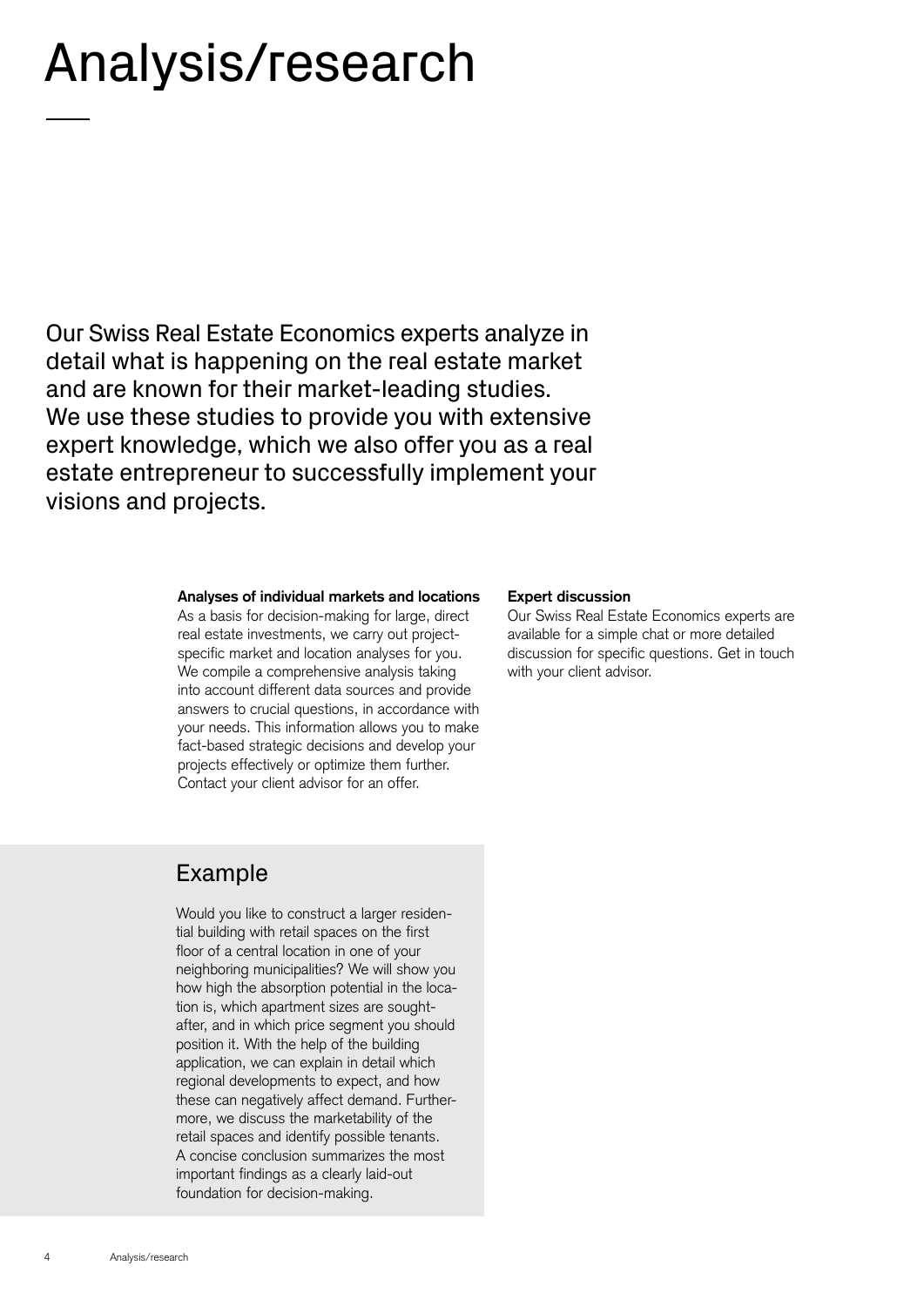# Analysis/research

Our Swiss Real Estate Economics experts analyze in detail what is happening on the real estate market and are known for their market-leading studies. We use these studies to provide you with extensive expert knowledge, which we also offer you as a real estate entrepreneur to successfully implement your visions and projects.

**Analyses of individual markets and locations**
As a basis for decision-making for large, direct real estate investments, we carry out project-specific market and location analyses for you. We compile a comprehensive analysis taking into account different data sources and provide answers to crucial questions, in accordance with your needs. This information allows you to make fact-based strategic decisions and develop your projects effectively or optimize them further. Contact your client advisor for an offer.

**Expert discussion**
Our Swiss Real Estate Economics experts are available for a simple chat or more detailed discussion for specific questions. Get in touch with your client advisor.

## Example

Would you like to construct a larger residential building with retail spaces on the first floor of a central location in one of your neighboring municipalities? We will show you how high the absorption potential in the location is, which apartment sizes are sought-after, and in which price segment you should position it. With the help of the building application, we can explain in detail which regional developments to expect, and how these can negatively affect demand. Furthermore, we discuss the marketability of the retail spaces and identify possible tenants. A concise conclusion summarizes the most important findings as a clearly laid-out foundation for decision-making.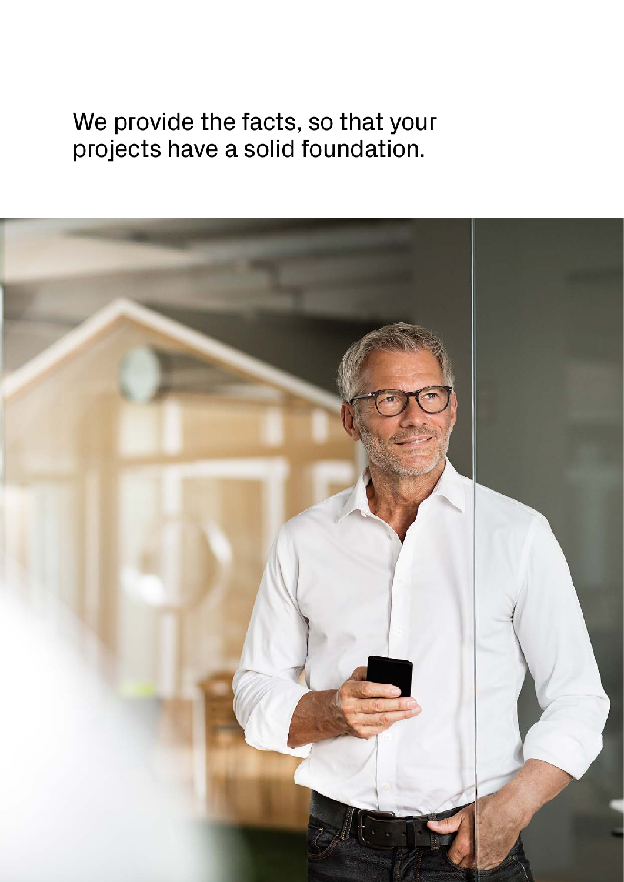We provide the facts, so that your projects have a solid foundation.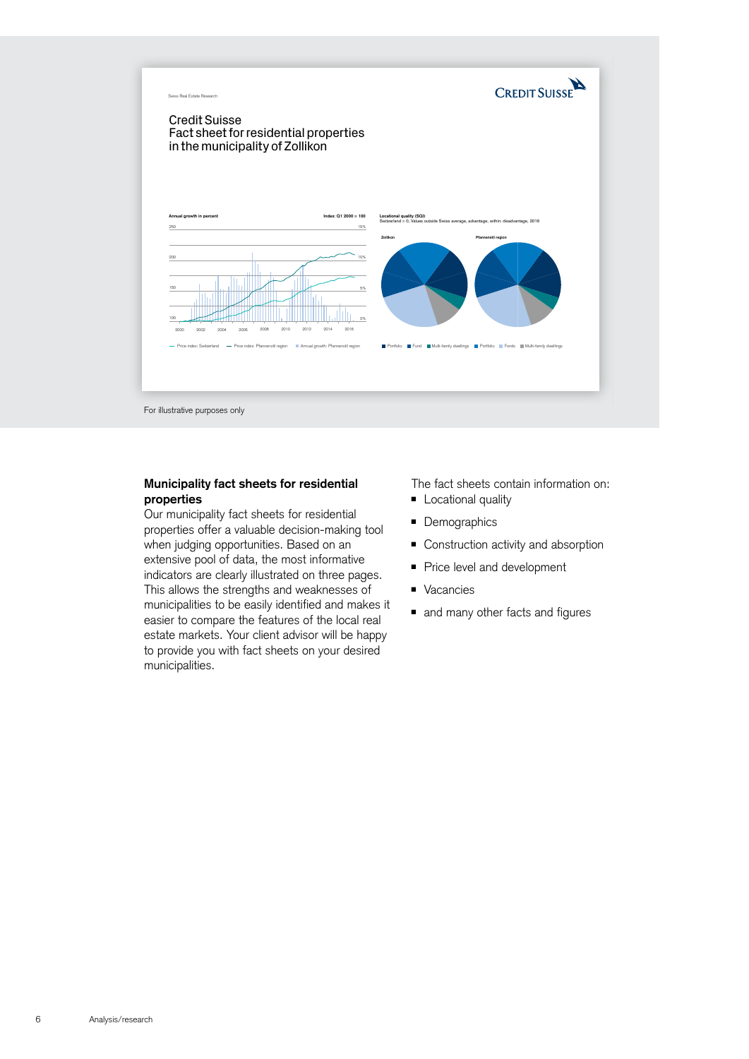Credit Suisse
Fact sheet for residential properties
in the municipality of Zollikon

For illustrative purposes only

**Municipality fact sheets for residential properties**
Our municipality fact sheets for residential properties offer a valuable decision-making tool when judging opportunities. Based on an extensive pool of data, the most informative indicators are clearly illustrated on three pages. This allows the strengths and weaknesses of municipalities to be easily identified and makes it easier to compare the features of the local real estate markets. Your client advisor will be happy to provide you with fact sheets on your desired municipalities.

The fact sheets contain information on:

- Locational quality
- Demographics
- Construction activity and absorption
- Price level and development
- Vacancies
- and many other facts and figures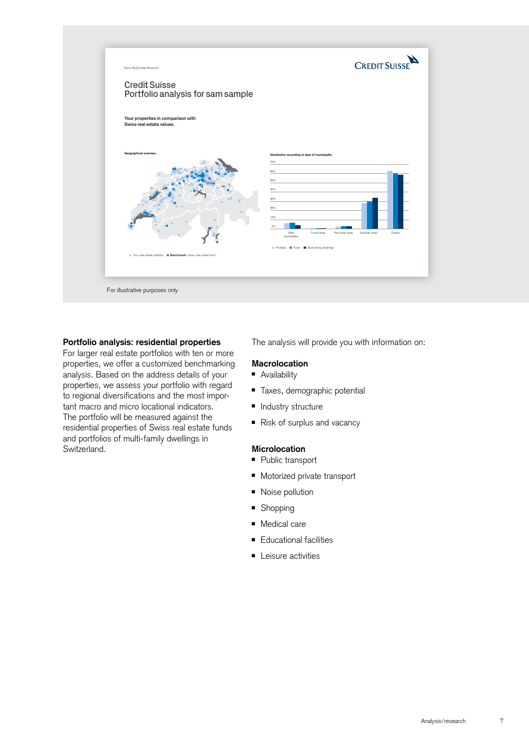Swiss Real Estate Research

Credit Suisse
Portfolio analysis for sam sample

**Your properties in comparison with Swiss real estate values.**

Geographical overview

Your real estate portfolio • **Benchmark:** Swiss real estate fund

Distribution according to type of municipality

Other municipalities | Tourist areas | Peri-urban areas | Suburban areas | Centers

Portfolio • Fund • Multi-family dwellings

For illustrative purposes only

**Portfolio analysis: residential properties**
For larger real estate portfolios with ten or more properties, we offer a customized benchmarking analysis. Based on the address details of your properties, we assess your portfolio with regard to regional diversifications and the most important macro and micro locational indicators. The portfolio will be measured against the residential properties of Swiss real estate funds and portfolios of multi-family dwellings in Switzerland.

The analysis will provide you with information on:

**Macrolocation**
- Availability
- Taxes, demographic potential
- Industry structure
- Risk of surplus and vacancy

**Microlocation**
- Public transport
- Motorized private transport
- Noise pollution
- Shopping
- Medical care
- Educational facilities
- Leisure activities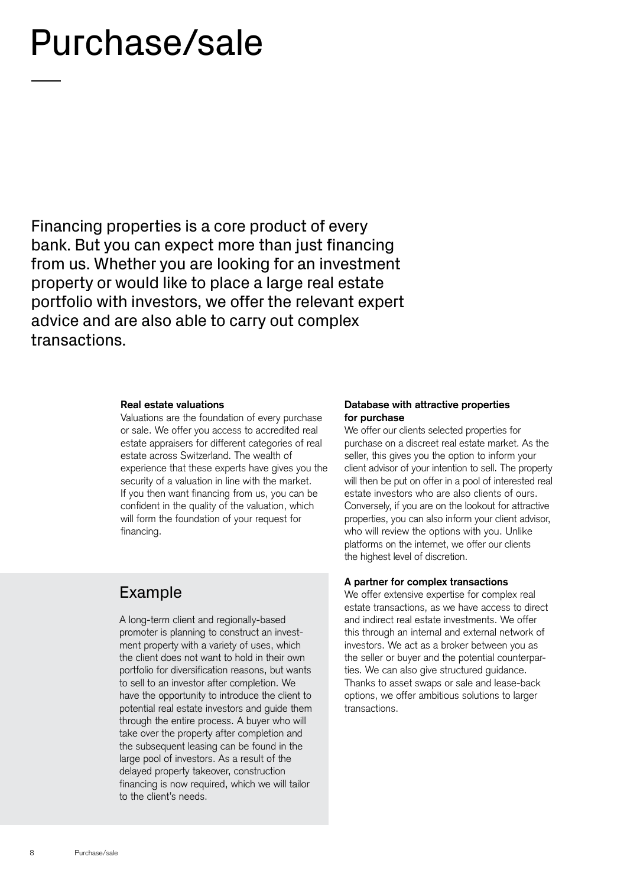# Purchase/sale

Financing properties is a core product of every bank. But you can expect more than just financing from us. Whether you are looking for an investment property or would like to place a large real estate portfolio with investors, we offer the relevant expert advice and are also able to carry out complex transactions.

**Real estate valuations**

Valuations are the foundation of every purchase or sale. We offer you access to accredited real estate appraisers for different categories of real estate across Switzerland. The wealth of experience that these experts have gives you the security of a valuation in line with the market. If you then want financing from us, you can be confident in the quality of the valuation, which will form the foundation of your request for financing.

## Example

A long-term client and regionally-based promoter is planning to construct an investment property with a variety of uses, which the client does not want to hold in their own portfolio for diversification reasons, but wants to sell to an investor after completion. We have the opportunity to introduce the client to potential real estate investors and guide them through the entire process. A buyer who will take over the property after completion and the subsequent leasing can be found in the large pool of investors. As a result of the delayed property takeover, construction financing is now required, which we will tailor to the client's needs.

**Database with attractive properties for purchase**

We offer our clients selected properties for purchase on a discreet real estate market. As the seller, this gives you the option to inform your client advisor of your intention to sell. The property will then be put on offer in a pool of interested real estate investors who are also clients of ours. Conversely, if you are on the lookout for attractive properties, you can also inform your client advisor, who will review the options with you. Unlike platforms on the internet, we offer our clients the highest level of discretion.

**A partner for complex transactions**

We offer extensive expertise for complex real estate transactions, as we have access to direct and indirect real estate investments. We offer this through an internal and external network of investors. We act as a broker between you as the seller or buyer and the potential counterparties. We can also give structured guidance. Thanks to asset swaps or sale and lease-back options, we offer ambitious solutions to larger transactions.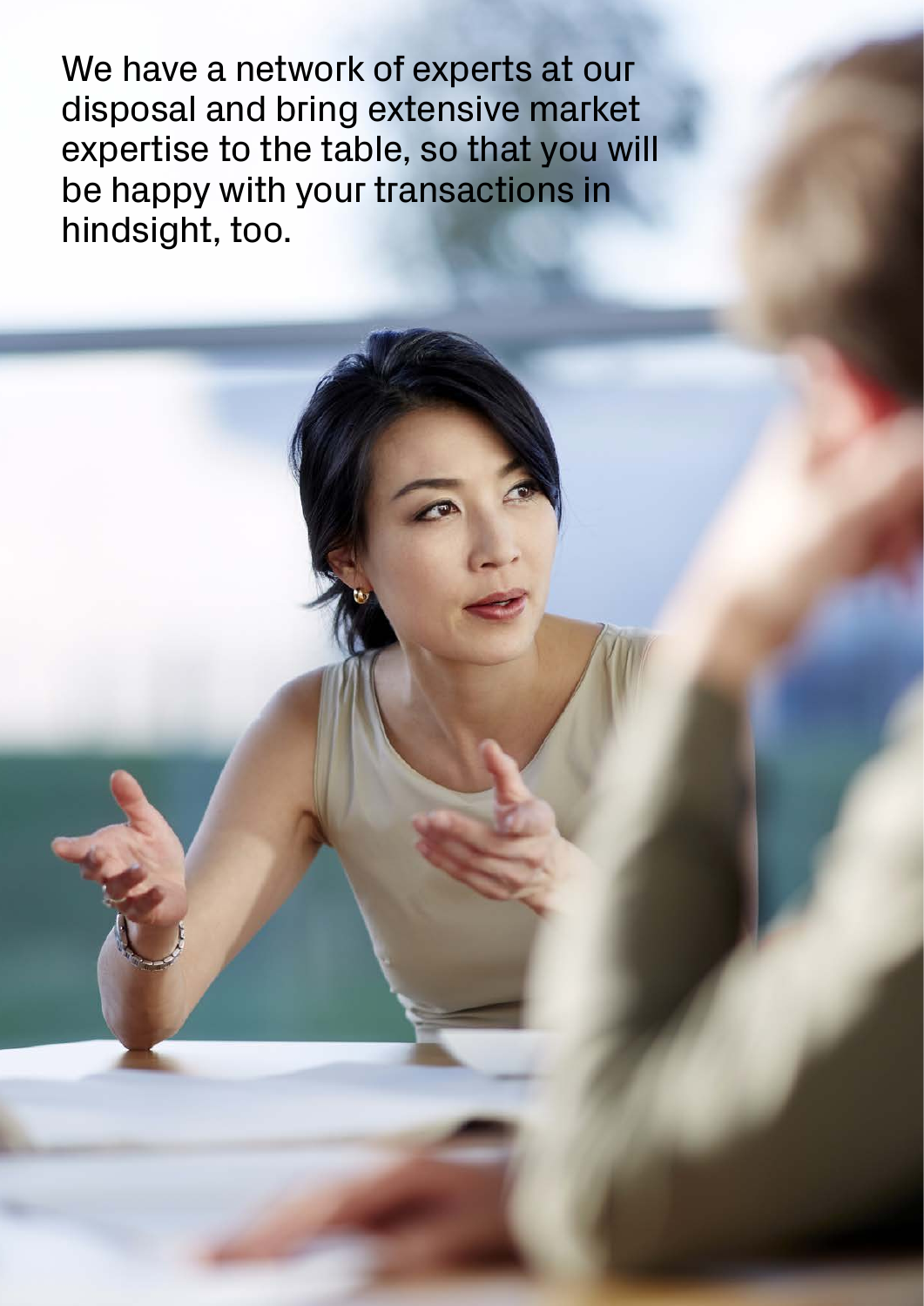We have a network of experts at our disposal and bring extensive market expertise to the table, so that you will be happy with your transactions in hindsight, too.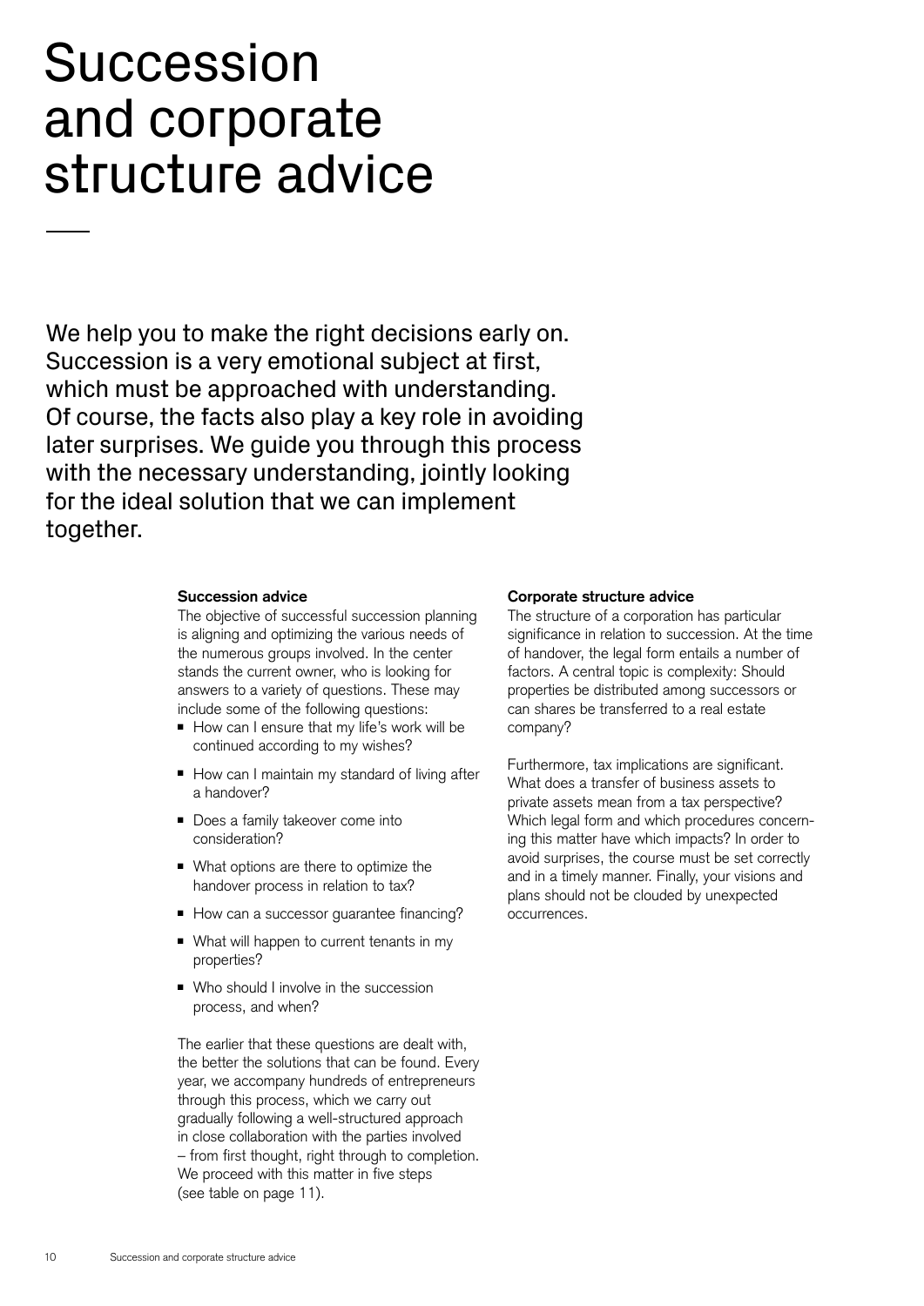# Succession and corporate structure advice

We help you to make the right decisions early on. Succession is a very emotional subject at first, which must be approached with understanding. Of course, the facts also play a key role in avoiding later surprises. We guide you through this process with the necessary understanding, jointly looking for the ideal solution that we can implement together.

**Succession advice**

The objective of successful succession planning is aligning and optimizing the various needs of the numerous groups involved. In the center stands the current owner, who is looking for answers to a variety of questions. These may include some of the following questions:

- How can I ensure that my life's work will be continued according to my wishes?
- How can I maintain my standard of living after a handover?
- Does a family takeover come into consideration?
- What options are there to optimize the handover process in relation to tax?
- How can a successor guarantee financing?
- What will happen to current tenants in my properties?
- Who should I involve in the succession process, and when?

The earlier that these questions are dealt with, the better the solutions that can be found. Every year, we accompany hundreds of entrepreneurs through this process, which we carry out gradually following a well-structured approach in close collaboration with the parties involved – from first thought, right through to completion. We proceed with this matter in five steps (see table on page 11).

**Corporate structure advice**

The structure of a corporation has particular significance in relation to succession. At the time of handover, the legal form entails a number of factors. A central topic is complexity: Should properties be distributed among successors or can shares be transferred to a real estate company?

Furthermore, tax implications are significant. What does a transfer of business assets to private assets mean from a tax perspective? Which legal form and which procedures concerning this matter have which impacts? In order to avoid surprises, the course must be set correctly and in a timely manner. Finally, your visions and plans should not be clouded by unexpected occurrences.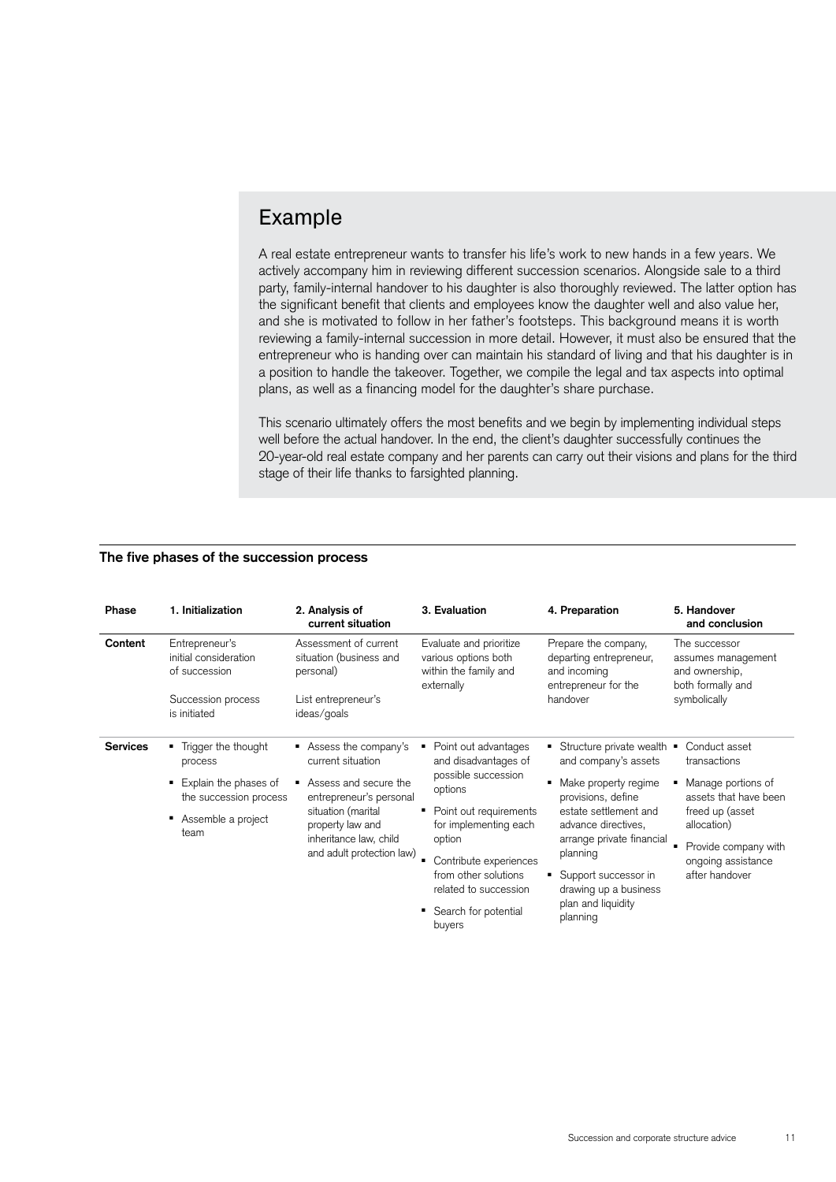## Example

A real estate entrepreneur wants to transfer his life's work to new hands in a few years. We actively accompany him in reviewing different succession scenarios. Alongside sale to a third party, family-internal handover to his daughter is also thoroughly reviewed. The latter option has the significant benefit that clients and employees know the daughter well and also value her, and she is motivated to follow in her father's footsteps. This background means it is worth reviewing a family-internal succession in more detail. However, it must also be ensured that the entrepreneur who is handing over can maintain his standard of living and that his daughter is in a position to handle the takeover. Together, we compile the legal and tax aspects into optimal plans, as well as a financing model for the daughter's share purchase.

This scenario ultimately offers the most benefits and we begin by implementing individual steps well before the actual handover. In the end, the client's daughter successfully continues the 20-year-old real estate company and her parents can carry out their visions and plans for the third stage of their life thanks to farsighted planning.

### The five phases of the succession process

| Phase | 1. Initialization | 2. Analysis of current situation | 3. Evaluation | 4. Preparation | 5. Handover and conclusion |
|---|---|---|---|---|---|
| **Content** | Entrepreneur's initial consideration of succession<br><br>Succession process is initiated | Assessment of current situation (business and personal)<br><br>List entrepreneur's ideas/goals | Evaluate and prioritize various options both within the family and externally | Prepare the company, departing entrepreneur, and incoming entrepreneur for the handover | The successor assumes management and ownership, both formally and symbolically |
| **Services** | ▪ Trigger the thought process<br>▪ Explain the phases of the succession process<br>▪ Assemble a project team | ▪ Assess the company's current situation<br>▪ Assess and secure the entrepreneur's personal situation (marital property law and inheritance law, child and adult protection law) | ▪ Point out advantages and disadvantages of possible succession options<br>▪ Point out requirements for implementing each option<br>▪ Contribute experiences from other solutions related to succession<br>▪ Search for potential buyers | ▪ Structure private wealth and company's assets<br>▪ Make property regime provisions, define estate settlement and advance directives, arrange private financial planning<br>▪ Support successor in drawing up a business plan and liquidity planning | ▪ Conduct asset transactions<br>▪ Manage portions of assets that have been freed up (asset allocation)<br>▪ Provide company with ongoing assistance after handover |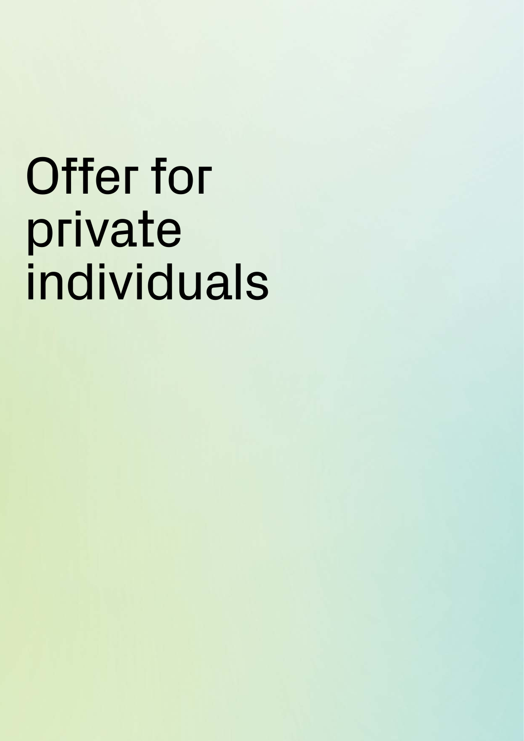# Offer for private individuals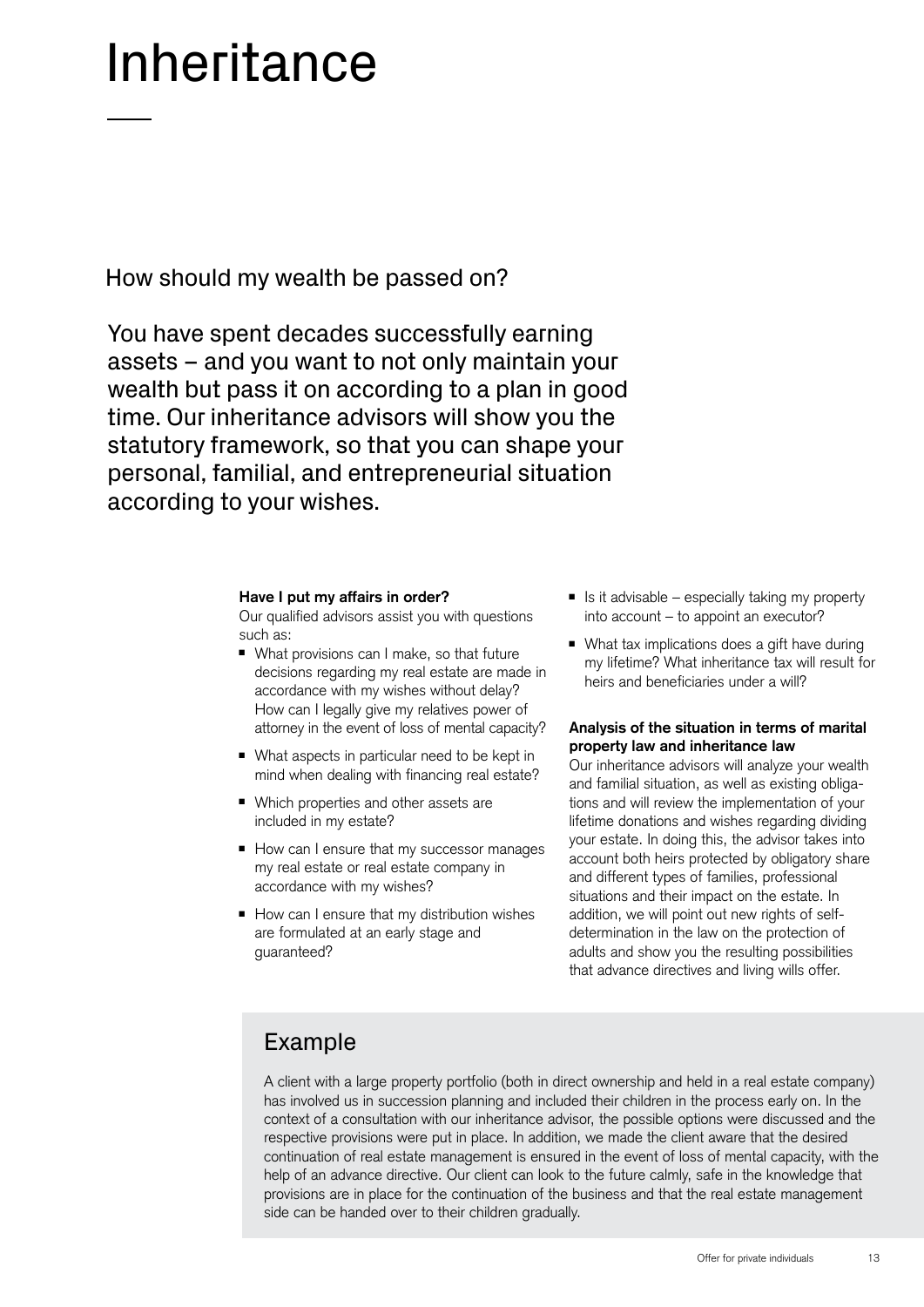# Inheritance

How should my wealth be passed on?

You have spent decades successfully earning assets – and you want to not only maintain your wealth but pass it on according to a plan in good time. Our inheritance advisors will show you the statutory framework, so that you can shape your personal, familial, and entrepreneurial situation according to your wishes.

**Have I put my affairs in order?**
Our qualified advisors assist you with questions such as:

- What provisions can I make, so that future decisions regarding my real estate are made in accordance with my wishes without delay? How can I legally give my relatives power of attorney in the event of loss of mental capacity?
- What aspects in particular need to be kept in mind when dealing with financing real estate?
- Which properties and other assets are included in my estate?
- How can I ensure that my successor manages my real estate or real estate company in accordance with my wishes?
- How can I ensure that my distribution wishes are formulated at an early stage and guaranteed?
- Is it advisable – especially taking my property into account – to appoint an executor?
- What tax implications does a gift have during my lifetime? What inheritance tax will result for heirs and beneficiaries under a will?

**Analysis of the situation in terms of marital property law and inheritance law**
Our inheritance advisors will analyze your wealth and familial situation, as well as existing obligations and will review the implementation of your lifetime donations and wishes regarding dividing your estate. In doing this, the advisor takes into account both heirs protected by obligatory share and different types of families, professional situations and their impact on the estate. In addition, we will point out new rights of self-determination in the law on the protection of adults and show you the resulting possibilities that advance directives and living wills offer.

## Example

A client with a large property portfolio (both in direct ownership and held in a real estate company) has involved us in succession planning and included their children in the process early on. In the context of a consultation with our inheritance advisor, the possible options were discussed and the respective provisions were put in place. In addition, we made the client aware that the desired continuation of real estate management is ensured in the event of loss of mental capacity, with the help of an advance directive. Our client can look to the future calmly, safe in the knowledge that provisions are in place for the continuation of the business and that the real estate management side can be handed over to their children gradually.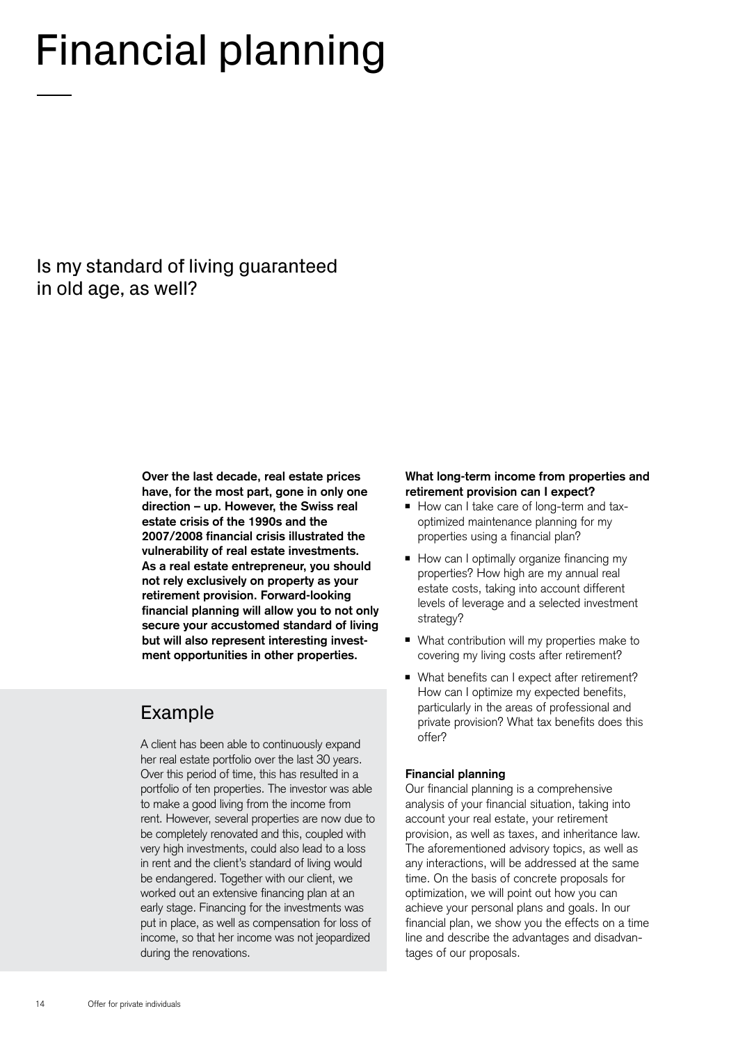# Financial planning

## Is my standard of living guaranteed in old age, as well?

**Over the last decade, real estate prices have, for the most part, gone in only one direction – up. However, the Swiss real estate crisis of the 1990s and the 2007/2008 financial crisis illustrated the vulnerability of real estate investments. As a real estate entrepreneur, you should not rely exclusively on property as your retirement provision. Forward-looking financial planning will allow you to not only secure your accustomed standard of living but will also represent interesting investment opportunities in other properties.**

### Example

A client has been able to continuously expand her real estate portfolio over the last 30 years. Over this period of time, this has resulted in a portfolio of ten properties. The investor was able to make a good living from the income from rent. However, several properties are now due to be completely renovated and this, coupled with very high investments, could also lead to a loss in rent and the client's standard of living would be endangered. Together with our client, we worked out an extensive financing plan at an early stage. Financing for the investments was put in place, as well as compensation for loss of income, so that her income was not jeopardized during the renovations.

**What long-term income from properties and retirement provision can I expect?**

- How can I take care of long-term and tax-optimized maintenance planning for my properties using a financial plan?
- How can I optimally organize financing my properties? How high are my annual real estate costs, taking into account different levels of leverage and a selected investment strategy?
- What contribution will my properties make to covering my living costs after retirement?
- What benefits can I expect after retirement? How can I optimize my expected benefits, particularly in the areas of professional and private provision? What tax benefits does this offer?

**Financial planning**

Our financial planning is a comprehensive analysis of your financial situation, taking into account your real estate, your retirement provision, as well as taxes, and inheritance law. The aforementioned advisory topics, as well as any interactions, will be addressed at the same time. On the basis of concrete proposals for optimization, we will point out how you can achieve your personal plans and goals. In our financial plan, we show you the effects on a time line and describe the advantages and disadvantages of our proposals.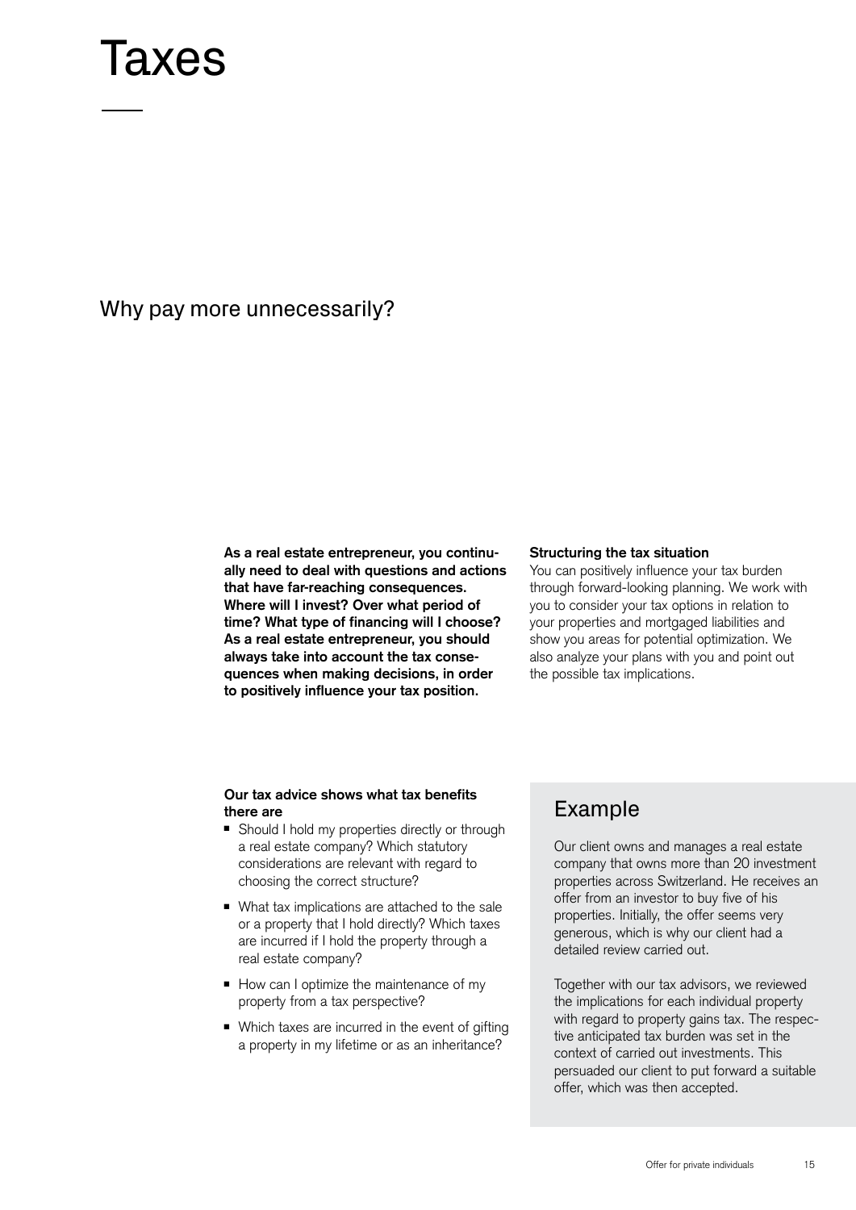# Taxes

## Why pay more unnecessarily?

**As a real estate entrepreneur, you continually need to deal with questions and actions that have far-reaching consequences. Where will I invest? Over what period of time? What type of financing will I choose? As a real estate entrepreneur, you should always take into account the tax consequences when making decisions, in order to positively influence your tax position.**

**Structuring the tax situation**
You can positively influence your tax burden through forward-looking planning. We work with you to consider your tax options in relation to your properties and mortgaged liabilities and show you areas for potential optimization. We also analyze your plans with you and point out the possible tax implications.

**Our tax advice shows what tax benefits there are**

- Should I hold my properties directly or through a real estate company? Which statutory considerations are relevant with regard to choosing the correct structure?
- What tax implications are attached to the sale or a property that I hold directly? Which taxes are incurred if I hold the property through a real estate company?
- How can I optimize the maintenance of my property from a tax perspective?
- Which taxes are incurred in the event of gifting a property in my lifetime or as an inheritance?

## Example

Our client owns and manages a real estate company that owns more than 20 investment properties across Switzerland. He receives an offer from an investor to buy five of his properties. Initially, the offer seems very generous, which is why our client had a detailed review carried out.

Together with our tax advisors, we reviewed the implications for each individual property with regard to property gains tax. The respective anticipated tax burden was set in the context of carried out investments. This persuaded our client to put forward a suitable offer, which was then accepted.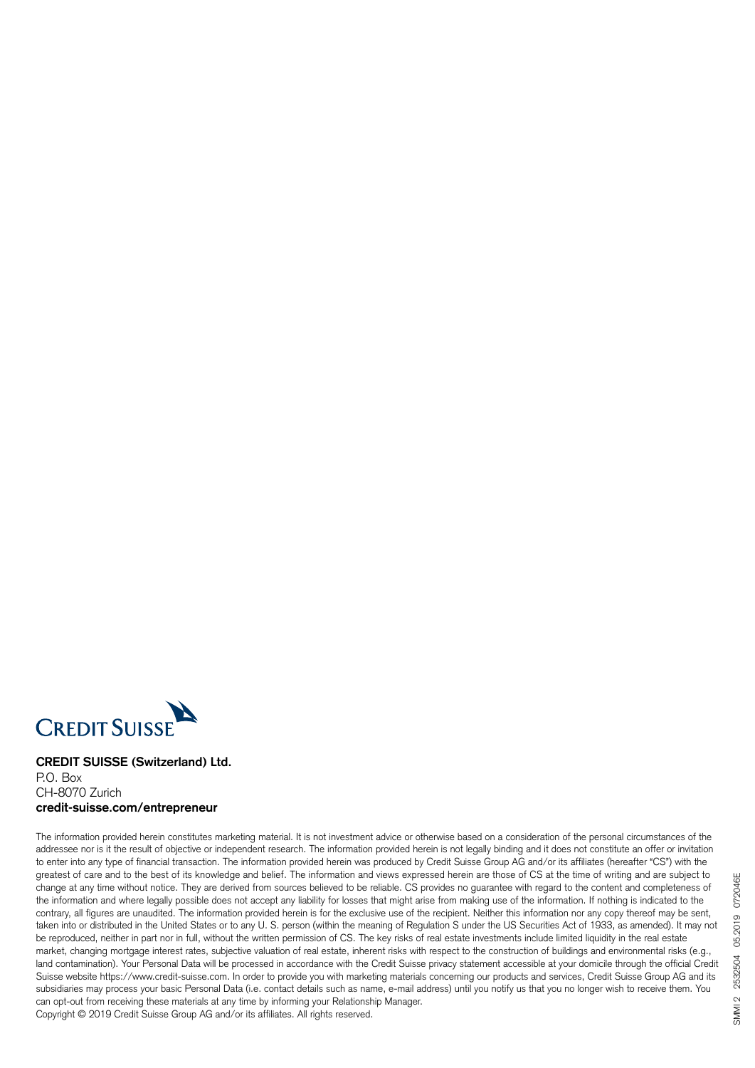CREDIT SUISSE

**CREDIT SUISSE (Switzerland) Ltd.**
P.O. Box
CH-8070 Zurich
**credit-suisse.com/entrepreneur**

The information provided herein constitutes marketing material. It is not investment advice or otherwise based on a consideration of the personal circumstances of the addressee nor is it the result of objective or independent research. The information provided herein is not legally binding and it does not constitute an offer or invitation to enter into any type of financial transaction. The information provided herein was produced by Credit Suisse Group AG and/or its affiliates (hereafter "CS") with the greatest of care and to the best of its knowledge and belief. The information and views expressed herein are those of CS at the time of writing and are subject to change at any time without notice. They are derived from sources believed to be reliable. CS provides no guarantee with regard to the content and completeness of the information and where legally possible does not accept any liability for losses that might arise from making use of the information. If nothing is indicated to the contrary, all figures are unaudited. The information provided herein is for the exclusive use of the recipient. Neither this information nor any copy thereof may be sent, taken into or distributed in the United States or to any U. S. person (within the meaning of Regulation S under the US Securities Act of 1933, as amended). It may not be reproduced, neither in part nor in full, without the written permission of CS. The key risks of real estate investments include limited liquidity in the real estate market, changing mortgage interest rates, subjective valuation of real estate, inherent risks with respect to the construction of buildings and environmental risks (e.g., land contamination). Your Personal Data will be processed in accordance with the Credit Suisse privacy statement accessible at your domicile through the official Credit Suisse website https://www.credit-suisse.com. In order to provide you with marketing materials concerning our products and services, Credit Suisse Group AG and its subsidiaries may process your basic Personal Data (i.e. contact details such as name, e-mail address) until you notify us that you no longer wish to receive them. You can opt-out from receiving these materials at any time by informing your Relationship Manager.
Copyright © 2019 Credit Suisse Group AG and/or its affiliates. All rights reserved.

SMMI 2 2532504 05.2019 072046E